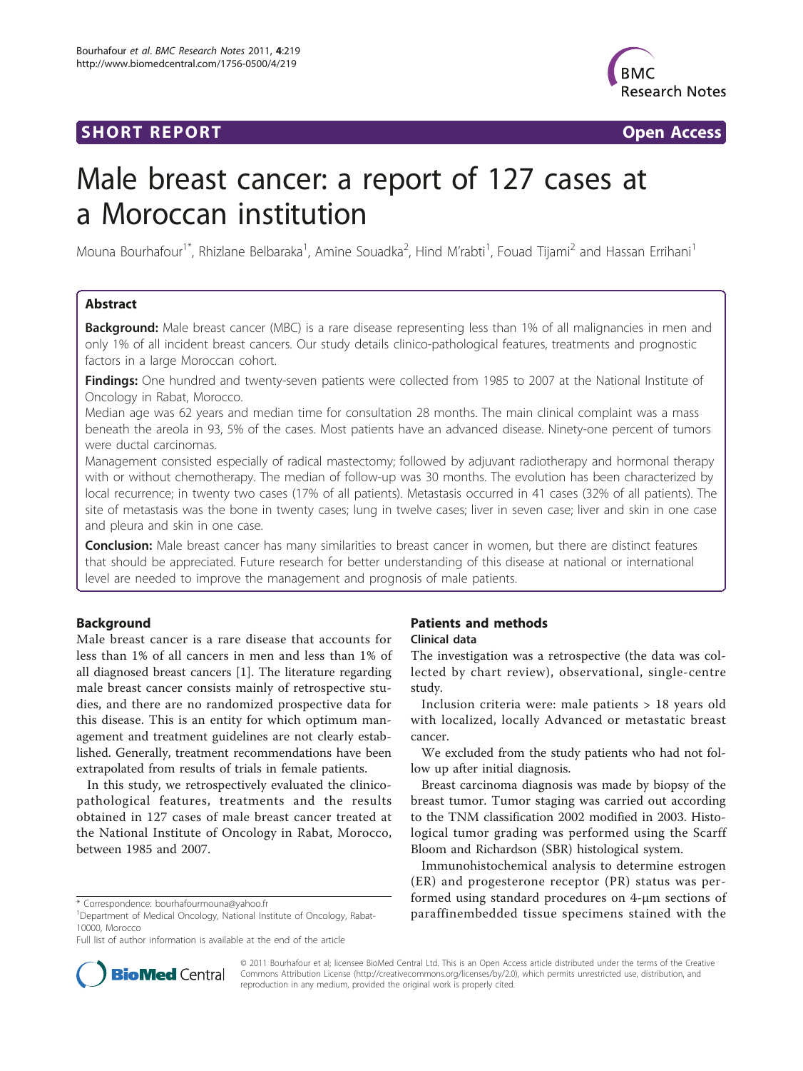SHORT REPORT Open Access

# Male breast cancer: a report of 127 cases at a Moroccan institution

Mouna Bourhafour[1*], Rhizlane Belbaraka[1], Amine Souadka[2], Hind M'rabti[1], Fouad Tijami[2] and Hassan Errihani[1]

## Abstract

**Background:** Male breast cancer (MBC) is a rare disease representing less than 1% of all malignancies in men and only 1% of all incident breast cancers. Our study details clinico-pathological features, treatments and prognostic factors in a large Moroccan cohort.

**Findings:** One hundred and twenty-seven patients were collected from 1985 to 2007 at the National Institute of Oncology in Rabat, Morocco.

Median age was 62 years and median time for consultation 28 months. The main clinical complaint was a mass beneath the areola in 93, 5% of the cases. Most patients have an advanced disease. Ninety-one percent of tumors were ductal carcinomas.

Management consisted especially of radical mastectomy; followed by adjuvant radiotherapy and hormonal therapy with or without chemotherapy. The median of follow-up was 30 months. The evolution has been characterized by local recurrence; in twenty two cases (17% of all patients). Metastasis occurred in 41 cases (32% of all patients). The site of metastasis was the bone in twenty cases; lung in twelve cases; liver in seven case; liver and skin in one case and pleura and skin in one case.

**Conclusion:** Male breast cancer has many similarities to breast cancer in women, but there are distinct features that should be appreciated. Future research for better understanding of this disease at national or international level are needed to improve the management and prognosis of male patients.

## Background

Male breast cancer is a rare disease that accounts for less than 1% of all cancers in men and less than 1% of all diagnosed breast cancers [1]. The literature regarding male breast cancer consists mainly of retrospective studies, and there are no randomized prospective data for this disease. This is an entity for which optimum management and treatment guidelines are not clearly established. Generally, treatment recommendations have been extrapolated from results of trials in female patients.

In this study, we retrospectively evaluated the clinico-pathological features, treatments and the results obtained in 127 cases of male breast cancer treated at the National Institute of Oncology in Rabat, Morocco, between 1985 and 2007.

## Patients and methods

### Clinical data

The investigation was a retrospective (the data was collected by chart review), observational, single-centre study.

Inclusion criteria were: male patients > 18 years old with localized, locally Advanced or metastatic breast cancer.

We excluded from the study patients who had not follow up after initial diagnosis.

Breast carcinoma diagnosis was made by biopsy of the breast tumor. Tumor staging was carried out according to the TNM classification 2002 modified in 2003. Histological tumor grading was performed using the Scarff Bloom and Richardson (SBR) histological system.

Immunohistochemical analysis to determine estrogen (ER) and progesterone receptor (PR) status was performed using standard procedures on 4-μm sections of paraffinembedded tissue specimens stained with the

\* Correspondence: bourhafourmouna@yahoo.fr
[1]Department of Medical Oncology, National Institute of Oncology, Rabat-10000, Morocco
Full list of author information is available at the end of the article

© 2011 Bourhafour et al; licensee BioMed Central Ltd. This is an Open Access article distributed under the terms of the Creative Commons Attribution License (http://creativecommons.org/licenses/by/2.0), which permits unrestricted use, distribution, and reproduction in any medium, provided the original work is properly cited.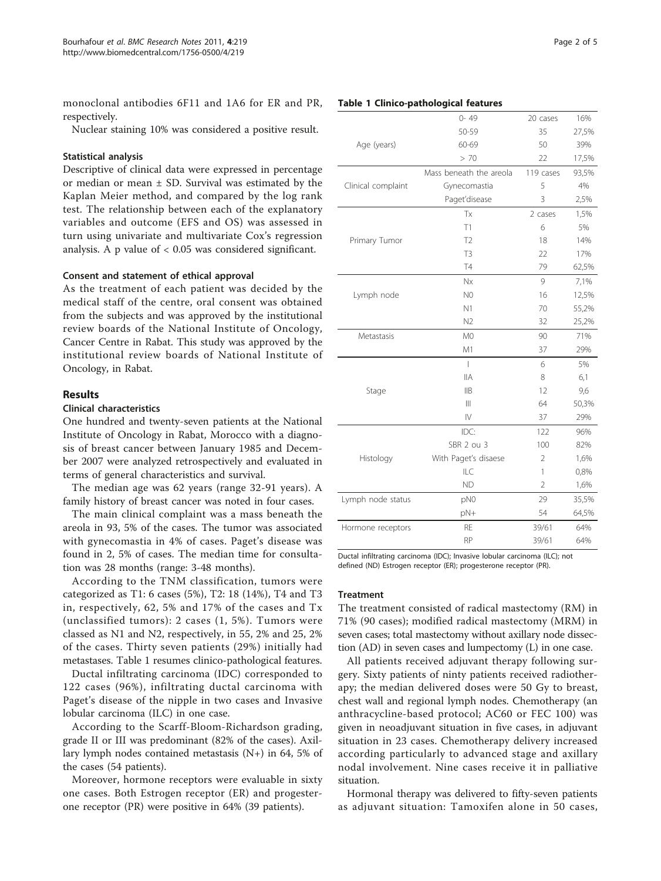monoclonal antibodies 6F11 and 1A6 for ER and PR, respectively.

Nuclear staining 10% was considered a positive result.

#### Statistical analysis

Descriptive of clinical data were expressed in percentage or median or mean ± SD. Survival was estimated by the Kaplan Meier method, and compared by the log rank test. The relationship between each of the explanatory variables and outcome (EFS and OS) was assessed in turn using univariate and multivariate Cox's regression analysis. A p value of < 0.05 was considered significant.

#### Consent and statement of ethical approval

As the treatment of each patient was decided by the medical staff of the centre, oral consent was obtained from the subjects and was approved by the institutional review boards of the National Institute of Oncology, Cancer Centre in Rabat. This study was approved by the institutional review boards of National Institute of Oncology, in Rabat.

## Results

#### Clinical characteristics

One hundred and twenty-seven patients at the National Institute of Oncology in Rabat, Morocco with a diagnosis of breast cancer between January 1985 and December 2007 were analyzed retrospectively and evaluated in terms of general characteristics and survival.

The median age was 62 years (range 32-91 years). A family history of breast cancer was noted in four cases.

The main clinical complaint was a mass beneath the areola in 93, 5% of the cases. The tumor was associated with gynecomastia in 4% of cases. Paget's disease was found in 2, 5% of cases. The median time for consultation was 28 months (range: 3-48 months).

According to the TNM classification, tumors were categorized as T1: 6 cases (5%), T2: 18 (14%), T4 and T3 in, respectively, 62, 5% and 17% of the cases and Tx (unclassified tumors): 2 cases (1, 5%). Tumors were classed as N1 and N2, respectively, in 55, 2% and 25, 2% of the cases. Thirty seven patients (29%) initially had metastases. Table 1 resumes clinico-pathological features.

Ductal infiltrating carcinoma (IDC) corresponded to 122 cases (96%), infiltrating ductal carcinoma with Paget's disease of the nipple in two cases and Invasive lobular carcinoma (ILC) in one case.

According to the Scarff-Bloom-Richardson grading, grade II or III was predominant (82% of the cases). Axillary lymph nodes contained metastasis (N+) in 64, 5% of the cases (54 patients).

Moreover, hormone receptors were evaluable in sixty one cases. Both Estrogen receptor (ER) and progesterone receptor (PR) were positive in 64% (39 patients).

**Table 1 Clinico-pathological features**

| | | | |
|---|---|---|---|
| Age (years) | 0- 49 | 20 cases | 16% |
| | 50-59 | 35 | 27,5% |
| | 60-69 | 50 | 39% |
| | > 70 | 22 | 17,5% |
| Clinical complaint | Mass beneath the areola | 119 cases | 93,5% |
| | Gynecomastia | 5 | 4% |
| | Paget'disease | 3 | 2,5% |
| Primary Tumor | Tx | 2 cases | 1,5% |
| | T1 | 6 | 5% |
| | T2 | 18 | 14% |
| | T3 | 22 | 17% |
| | T4 | 79 | 62,5% |
| Lymph node | Nx | 9 | 7,1% |
| | N0 | 16 | 12,5% |
| | N1 | 70 | 55,2% |
| | N2 | 32 | 25,2% |
| Metastasis | M0 | 90 | 71% |
| | M1 | 37 | 29% |
| Stage | I | 6 | 5% |
| | IIA | 8 | 6,1 |
| | IIB | 12 | 9,6 |
| | III | 64 | 50,3% |
| | IV | 37 | 29% |
| Histology | IDC: | 122 | 96% |
| | SBR 2 ou 3 | 100 | 82% |
| | With Paget's disaese | 2 | 1,6% |
| | ILC | 1 | 0,8% |
| | ND | 2 | 1,6% |
| Lymph node status | pN0 | 29 | 35,5% |
| | pN+ | 54 | 64,5% |
| Hormone receptors | RE | 39/61 | 64% |
| | RP | 39/61 | 64% |

Ductal infiltrating carcinoma (IDC); Invasive lobular carcinoma (ILC); not defined (ND) Estrogen receptor (ER); progesterone receptor (PR).

#### Treatment

The treatment consisted of radical mastectomy (RM) in 71% (90 cases); modified radical mastectomy (MRM) in seven cases; total mastectomy without axillary node dissection (AD) in seven cases and lumpectomy (L) in one case.

All patients received adjuvant therapy following surgery. Sixty patients of ninty patients received radiotherapy; the median delivered doses were 50 Gy to breast, chest wall and regional lymph nodes. Chemotherapy (an anthracycline-based protocol; AC60 or FEC 100) was given in neoadjuvant situation in five cases, in adjuvant situation in 23 cases. Chemotherapy delivery increased according particularly to advanced stage and axillary nodal involvement. Nine cases receive it in palliative situation.

Hormonal therapy was delivered to fifty-seven patients as adjuvant situation: Tamoxifen alone in 50 cases,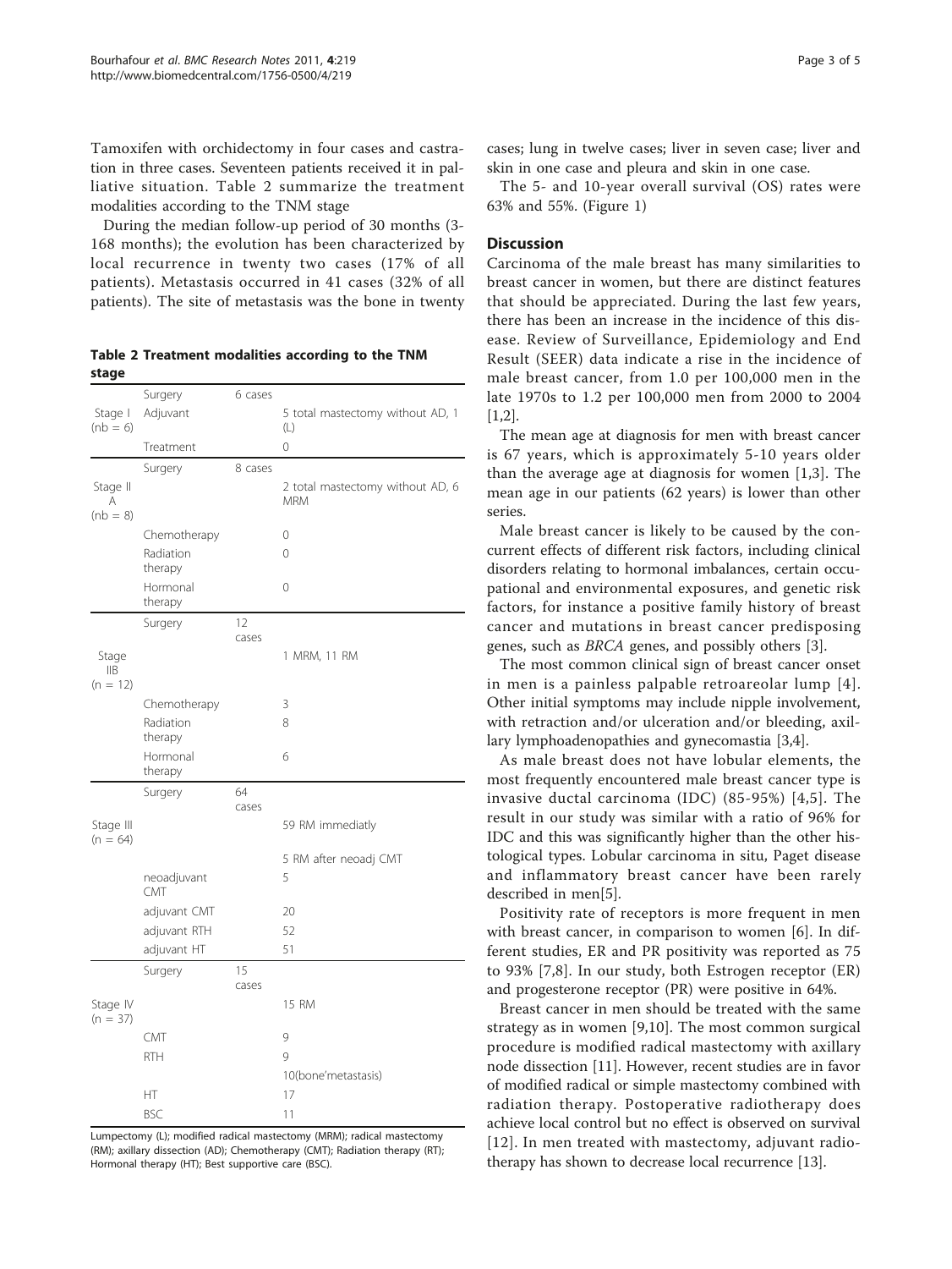Tamoxifen with orchidectomy in four cases and castration in three cases. Seventeen patients received it in palliative situation. Table 2 summarize the treatment modalities according to the TNM stage

During the median follow-up period of 30 months (3-168 months); the evolution has been characterized by local recurrence in twenty two cases (17% of all patients). Metastasis occurred in 41 cases (32% of all patients). The site of metastasis was the bone in twenty cases; lung in twelve cases; liver in seven case; liver and skin in one case and pleura and skin in one case.

**Table 2 Treatment modalities according to the TNM stage**

| | | | |
|---|---|---|---|
| Stage I (nb = 6) | Surgery | 6 cases | |
| | Adjuvant | | 5 total mastectomy without AD, 1 (L) |
| | Treatment | | 0 |
| Stage II A (nb = 8) | Surgery | 8 cases | |
| | | | 2 total mastectomy without AD, 6 MRM |
| | Chemotherapy | | 0 |
| | Radiation therapy | | 0 |
| | Hormonal therapy | | 0 |
| Stage IIB (n = 12) | Surgery | 12 cases | |
| | | | 1 MRM, 11 RM |
| | Chemotherapy | | 3 |
| | Radiation therapy | | 8 |
| | Hormonal therapy | | 6 |
| Stage III (n = 64) | Surgery | 64 cases | |
| | | | 59 RM immediatly |
| | | | 5 RM after neoadj CMT |
| | neoadjuvant CMT | | 5 |
| | adjuvant CMT | | 20 |
| | adjuvant RTH | | 52 |
| | adjuvant HT | | 51 |
| Stage IV (n = 37) | Surgery | 15 cases | |
| | | | 15 RM |
| | CMT | | 9 |
| | RTH | | 9 |
| | | | 10(bone'metastasis) |
| | HT | | 17 |
| | BSC | | 11 |

Lumpectomy (L); modified radical mastectomy (MRM); radical mastectomy (RM); axillary dissection (AD); Chemotherapy (CMT); Radiation therapy (RT); Hormonal therapy (HT); Best supportive care (BSC).

The 5- and 10-year overall survival (OS) rates were 63% and 55%. (Figure 1)

## Discussion

Carcinoma of the male breast has many similarities to breast cancer in women, but there are distinct features that should be appreciated. During the last few years, there has been an increase in the incidence of this disease. Review of Surveillance, Epidemiology and End Result (SEER) data indicate a rise in the incidence of male breast cancer, from 1.0 per 100,000 men in the late 1970s to 1.2 per 100,000 men from 2000 to 2004 [1,2].

The mean age at diagnosis for men with breast cancer is 67 years, which is approximately 5-10 years older than the average age at diagnosis for women [1,3]. The mean age in our patients (62 years) is lower than other series.

Male breast cancer is likely to be caused by the concurrent effects of different risk factors, including clinical disorders relating to hormonal imbalances, certain occupational and environmental exposures, and genetic risk factors, for instance a positive family history of breast cancer and mutations in breast cancer predisposing genes, such as *BRCA* genes, and possibly others [3].

The most common clinical sign of breast cancer onset in men is a painless palpable retroareolar lump [4]. Other initial symptoms may include nipple involvement, with retraction and/or ulceration and/or bleeding, axillary lymphoadenopathies and gynecomastia [3,4].

As male breast does not have lobular elements, the most frequently encountered male breast cancer type is invasive ductal carcinoma (IDC) (85-95%) [4,5]. The result in our study was similar with a ratio of 96% for IDC and this was significantly higher than the other histological types. Lobular carcinoma in situ, Paget disease and inflammatory breast cancer have been rarely described in men[5].

Positivity rate of receptors is more frequent in men with breast cancer, in comparison to women [6]. In different studies, ER and PR positivity was reported as 75 to 93% [7,8]. In our study, both Estrogen receptor (ER) and progesterone receptor (PR) were positive in 64%.

Breast cancer in men should be treated with the same strategy as in women [9,10]. The most common surgical procedure is modified radical mastectomy with axillary node dissection [11]. However, recent studies are in favor of modified radical or simple mastectomy combined with radiation therapy. Postoperative radiotherapy does achieve local control but no effect is observed on survival [12]. In men treated with mastectomy, adjuvant radiotherapy has shown to decrease local recurrence [13].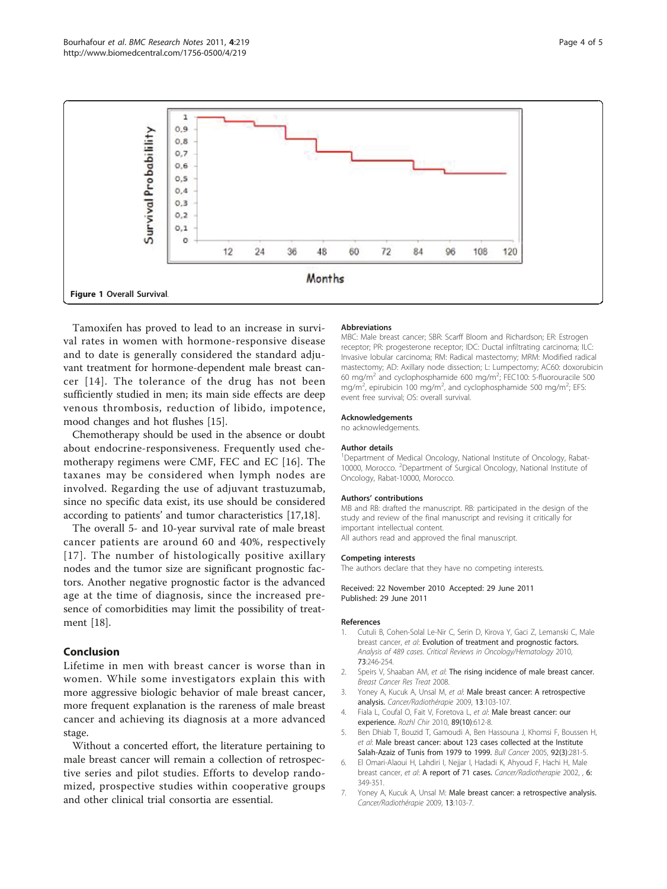Figure 1 Overall Survival.

Tamoxifen has proved to lead to an increase in survival rates in women with hormone-responsive disease and to date is generally considered the standard adjuvant treatment for hormone-dependent male breast cancer [14]. The tolerance of the drug has not been sufficiently studied in men; its main side effects are deep venous thrombosis, reduction of libido, impotence, mood changes and hot flushes [15].

Chemotherapy should be used in the absence or doubt about endocrine-responsiveness. Frequently used chemotherapy regimens were CMF, FEC and EC [16]. The taxanes may be considered when lymph nodes are involved. Regarding the use of adjuvant trastuzumab, since no specific data exist, its use should be considered according to patients' and tumor characteristics [17,18].

The overall 5- and 10-year survival rate of male breast cancer patients are around 60 and 40%, respectively [17]. The number of histologically positive axillary nodes and the tumor size are significant prognostic factors. Another negative prognostic factor is the advanced age at the time of diagnosis, since the increased presence of comorbidities may limit the possibility of treatment [18].

## Conclusion

Lifetime in men with breast cancer is worse than in women. While some investigators explain this with more aggressive biologic behavior of male breast cancer, more frequent explanation is the rareness of male breast cancer and achieving its diagnosis at a more advanced stage.

Without a concerted effort, the literature pertaining to male breast cancer will remain a collection of retrospective series and pilot studies. Efforts to develop randomized, prospective studies within cooperative groups and other clinical trial consortia are essential.

### Abbreviations

MBC: Male breast cancer; SBR: Scarff Bloom and Richardson; ER: Estrogen receptor; PR: progesterone receptor; IDC: Ductal infiltrating carcinoma; ILC: Invasive lobular carcinoma; RM: Radical mastectomy; MRM: Modified radical mastectomy; AD: Axillary node dissection; L: Lumpectomy; AC60: doxorubicin 60 mg/m$^2$ and cyclophosphamide 600 mg/m$^2$; FEC100: 5-fluorouracile 500 mg/m$^2$, epirubicin 100 mg/m$^2$, and cyclophosphamide 500 mg/m$^2$; EFS: event free survival; OS: overall survival.

### Acknowledgements

no acknowledgements.

### Author details

[1]Department of Medical Oncology, National Institute of Oncology, Rabat-10000, Morocco. [2]Department of Surgical Oncology, National Institute of Oncology, Rabat-10000, Morocco.

### Authors' contributions

MB and RB: drafted the manuscript. RB: participated in the design of the study and review of the final manuscript and revising it critically for important intellectual content.
All authors read and approved the final manuscript.

### Competing interests

The authors declare that they have no competing interests.

Received: 22 November 2010 Accepted: 29 June 2011
Published: 29 June 2011

### References

1. Cutuli B, Cohen-Solal Le-Nir C, Serin D, Kirova Y, Gaci Z, Lemanski C, Male breast cancer, *et al*: **Evolution of treatment and prognostic factors. Analysis of 489 cases.** *Critical Reviews in Oncology/Hematology* 2010, **73**:246-254.
2. Speirs V, Shaaban AM, *et al*: **The rising incidence of male breast cancer.** *Breast Cancer Res Treat* 2008.
3. Yoney A, Kucuk A, Unsal M, *et al*: **Male breast cancer: A retrospective analysis.** *Cancer/Radiothérapie* 2009, **13**:103-107.
4. Fiala L, Coufal O, Fait V, Foretova L, *et al*: **Male breast cancer: our experience.** *Rozhl Chir* 2010, **89(10)**:612-8.
5. Ben Dhiab T, Bouzid T, Gamoudi A, Ben Hassouna J, Khomsi F, Boussen H, *et al*: **Male breast cancer: about 123 cases collected at the Institute Salah-Azaiz of Tunis from 1979 to 1999.** *Bull Cancer* 2005, **92(3)**:281-5.
6. El Omari-Alaoui H, Lahdiri I, Nejjar I, Hadadi K, Ahyoud F, Hachi H, Male breast cancer, *et al*: **A report of 71 cases.** *Cancer/Radiotherapie* 2002, , **6**: 349-351.
7. Yoney A, Kucuk A, Unsal M: **Male breast cancer: a retrospective analysis.** *Cancer/Radiothérapie* 2009, **13**:103-7.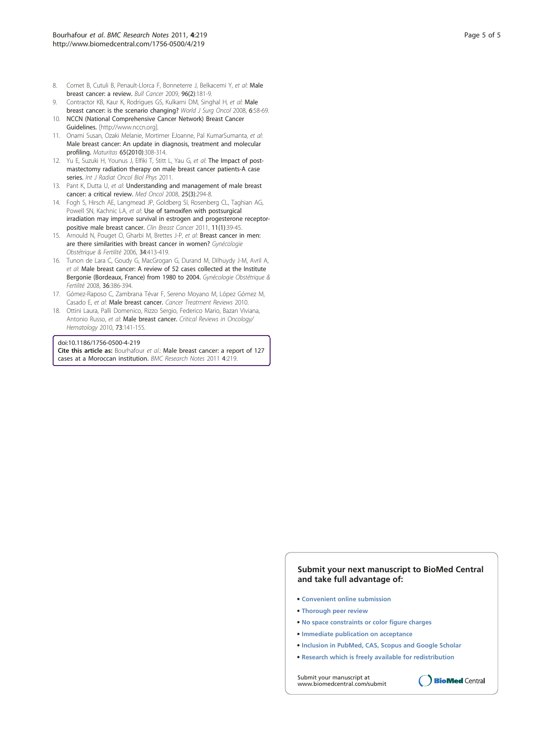8. Comet B, Cutuli B, Penault-Llorca F, Bonneterre J, Belkacemi Y, *et al*: Male breast cancer: a review. *Bull Cancer* 2009, **96(2)**:181-9.
9. Contractor KB, Kaur K, Rodrigues GS, Kulkarni DM, Singhal H, *et al*: Male breast cancer: is the scenario changing? *World J Surg Oncol* 2008, **6**:58-69.
10. NCCN (National Comprehensive Cancer Network) Breast Cancer Guidelines. [http://www.nccn.org].
11. Onami Susan, Ozaki Melanie, Mortimer EJoanne, Pal KumarSumanta, *et al*: Male breast cancer: An update in diagnosis, treatment and molecular profiling. *Maturitas* **65(2010)**:308-314.
12. Yu E, Suzuki H, Younus J, Elfiki T, Stitt L, Yau G, *et al*: The Impact of post-mastectomy radiation therapy on male breast cancer patients-A case series. *Int J Radiat Oncol Biol Phys* 2011.
13. Pant K, Dutta U, *et al*: Understanding and management of male breast cancer: a critical review. *Med Oncol* 2008, **25(3)**:294-8.
14. Fogh S, Hirsch AE, Langmead JP, Goldberg SI, Rosenberg CL, Taghian AG, Powell SN, Kachnic LA, *et al*: Use of tamoxifen with postsurgical irradiation may improve survival in estrogen and progesterone receptor-positive male breast cancer. *Clin Breast Cancer* 2011, **11(1)**:39-45.
15. Arnould N, Pouget O, Gharbi M, Brettes J-P, *et al*: Breast cancer in men: are there similarities with breast cancer in women? *Gynécologie Obstétrique & Fertilité* 2006, **34**:413-419.
16. Tunon de Lara C, Goudy G, MacGrogan G, Durand M, Dilhuydy J-M, Avril A, *et al*: Male breast cancer: A review of 52 cases collected at the Institute Bergonie (Bordeaux, France) from 1980 to 2004. *Gynécologie Obstétrique & Fertilité* 2008, **36**:386-394.
17. Gómez-Raposo C, Zambrana Tévar F, Sereno Moyano M, López Gómez M, Casado E, *et al*: Male breast cancer. *Cancer Treatment Reviews* 2010.
18. Ottini Laura, Palli Domenico, Rizzo Sergio, Federico Mario, Bazan Viviana, Antonio Russo, *et al*: Male breast cancer. *Critical Reviews in Oncology/Hematology* 2010, **73**:141-155.

doi:10.1186/1756-0500-4-219
**Cite this article as:** Bourhafour *et al.*: Male breast cancer: a report of 127 cases at a Moroccan institution. *BMC Research Notes* 2011 **4**:219.

**Submit your next manuscript to BioMed Central and take full advantage of:**

- Convenient online submission
- Thorough peer review
- No space constraints or color figure charges
- Immediate publication on acceptance
- Inclusion in PubMed, CAS, Scopus and Google Scholar
- Research which is freely available for redistribution

Submit your manuscript at
www.biomedcentral.com/submit

BioMed Central